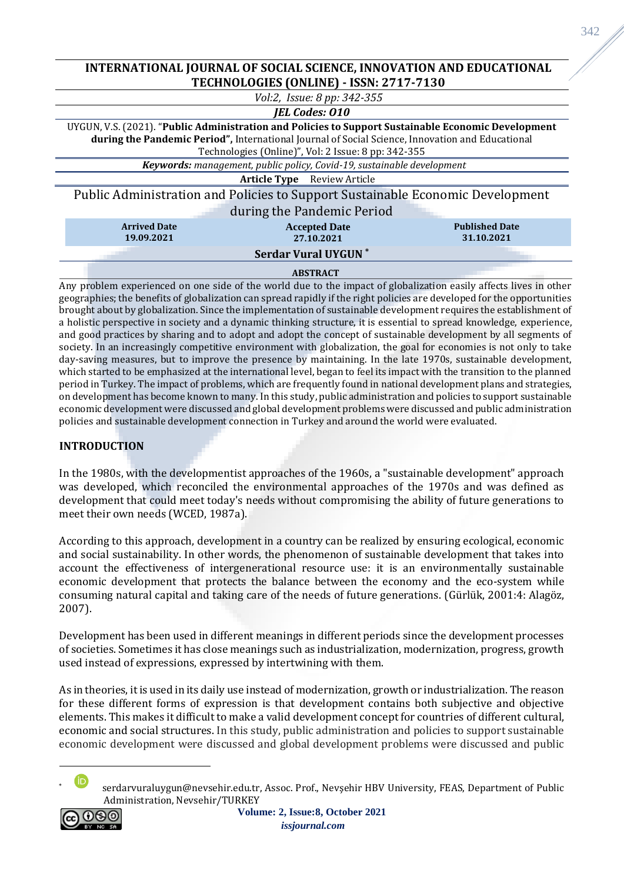**INTERNATIONAL JOURNAL OF SOCIAL SCIENCE, INNOVATION AND EDUCATIONAL TECHNOLOGIES (ONLINE) - ISSN: 2717-7130**

*Vol:2, Issue: 8 pp: 342-355*

***JEL Codes: O10***

UYGUN, V.S. (2021). "**Public Administration and Policies to Support Sustainable Economic Development during the Pandemic Period",** International Journal of Social Science, Innovation and Educational Technologies (Online)", Vol: 2 Issue: 8 pp: 342-355

***Keywords:*** *management, public policy, Covid-19, sustainable development*

**Article Type** Review Article

# Public Administration and Policies to Support Sustainable Economic Development during the Pandemic Period

| Arrived Date | Accepted Date | Published Date |
|---|---|---|
| 19.09.2021 | 27.10.2021 | 31.10.2021 |

**Serdar Vural UYGUN \***

**ABSTRACT**

Any problem experienced on one side of the world due to the impact of globalization easily affects lives in other geographies; the benefits of globalization can spread rapidly if the right policies are developed for the opportunities brought about by globalization. Since the implementation of sustainable development requires the establishment of a holistic perspective in society and a dynamic thinking structure, it is essential to spread knowledge, experience, and good practices by sharing and to adopt and adopt the concept of sustainable development by all segments of society. In an increasingly competitive environment with globalization, the goal for economies is not only to take day-saving measures, but to improve the presence by maintaining. In the late 1970s, sustainable development, which started to be emphasized at the international level, began to feel its impact with the transition to the planned period in Turkey. The impact of problems, which are frequently found in national development plans and strategies, on development has become known to many. In this study, public administration and policies to support sustainable economic development were discussed and global development problems were discussed and public administration policies and sustainable development connection in Turkey and around the world were evaluated.

## INTRODUCTION

In the 1980s, with the developmentist approaches of the 1960s, a "sustainable development" approach was developed, which reconciled the environmental approaches of the 1970s and was defined as development that could meet today's needs without compromising the ability of future generations to meet their own needs (WCED, 1987a).

According to this approach, development in a country can be realized by ensuring ecological, economic and social sustainability. In other words, the phenomenon of sustainable development that takes into account the effectiveness of intergenerational resource use: it is an environmentally sustainable economic development that protects the balance between the economy and the eco-system while consuming natural capital and taking care of the needs of future generations. (Gürlük, 2001:4: Alagöz, 2007).

Development has been used in different meanings in different periods since the development processes of societies. Sometimes it has close meanings such as industrialization, modernization, progress, growth used instead of expressions, expressed by intertwining with them.

As in theories, it is used in its daily use instead of modernization, growth or industrialization. The reason for these different forms of expression is that development contains both subjective and objective elements. This makes it difficult to make a valid development concept for countries of different cultural, economic and social structures. In this study, public administration and policies to support sustainable economic development were discussed and global development problems were discussed and public

\* serdarvuraluygun@nevsehir.edu.tr, Assoc. Prof., Nevşehir HBV University, FEAS, Department of Public Administration, Nevsehir/TURKEY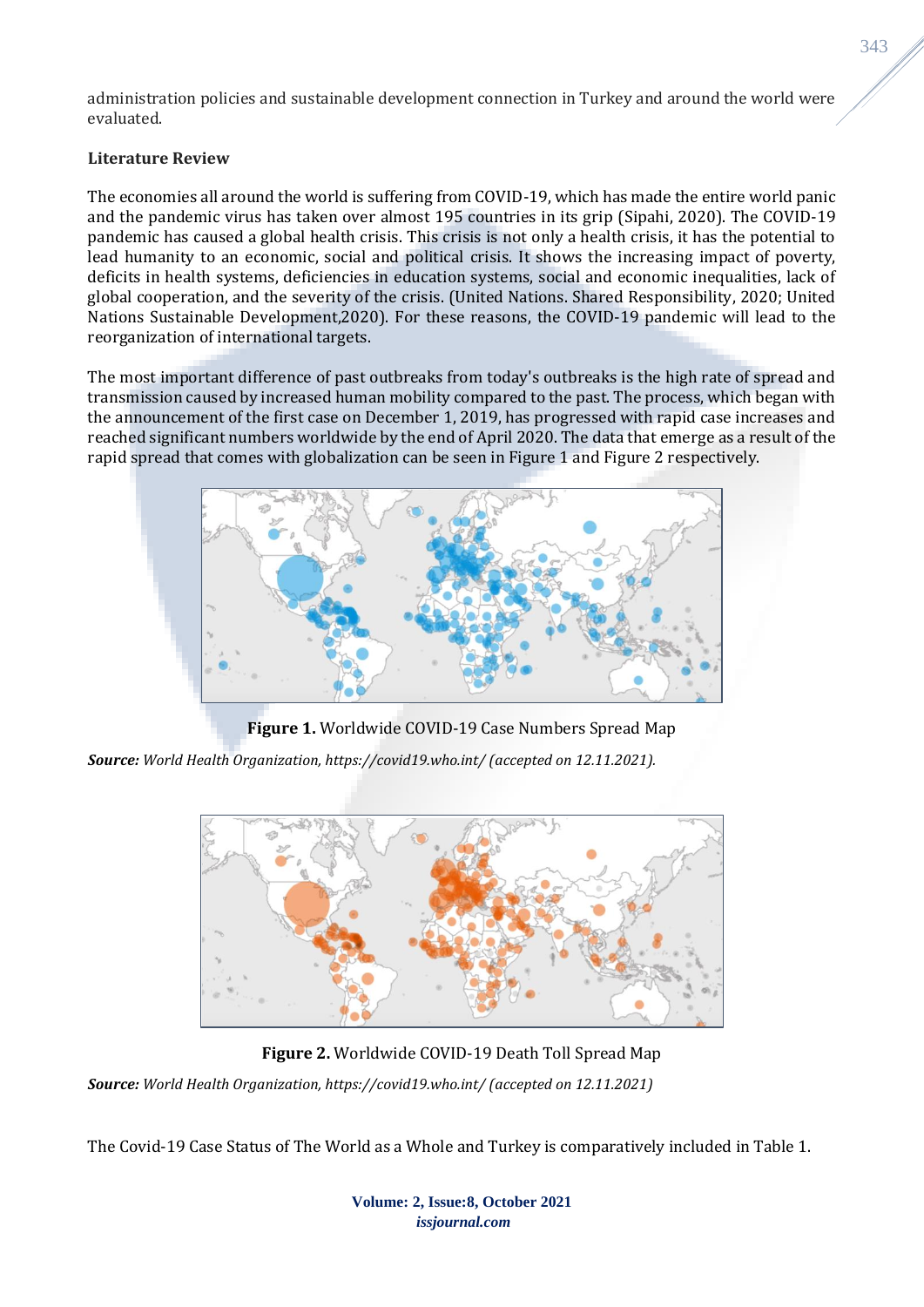administration policies and sustainable development connection in Turkey and around the world were evaluated.

**Literature Review**

The economies all around the world is suffering from COVID-19, which has made the entire world panic and the pandemic virus has taken over almost 195 countries in its grip (Sipahi, 2020). The COVID-19 pandemic has caused a global health crisis. This crisis is not only a health crisis, it has the potential to lead humanity to an economic, social and political crisis. It shows the increasing impact of poverty, deficits in health systems, deficiencies in education systems, social and economic inequalities, lack of global cooperation, and the severity of the crisis. (United Nations. Shared Responsibility, 2020; United Nations Sustainable Development,2020). For these reasons, the COVID-19 pandemic will lead to the reorganization of international targets.

The most important difference of past outbreaks from today's outbreaks is the high rate of spread and transmission caused by increased human mobility compared to the past. The process, which began with the announcement of the first case on December 1, 2019, has progressed with rapid case increases and reached significant numbers worldwide by the end of April 2020. The data that emerge as a result of the rapid spread that comes with globalization can be seen in Figure 1 and Figure 2 respectively.

**Figure 1.** Worldwide COVID-19 Case Numbers Spread Map

***Source:*** *World Health Organization, https://covid19.who.int/ (accepted on 12.11.2021).*

**Figure 2.** Worldwide COVID-19 Death Toll Spread Map

***Source:*** *World Health Organization, https://covid19.who.int/ (accepted on 12.11.2021)*

The Covid-19 Case Status of The World as a Whole and Turkey is comparatively included in Table 1.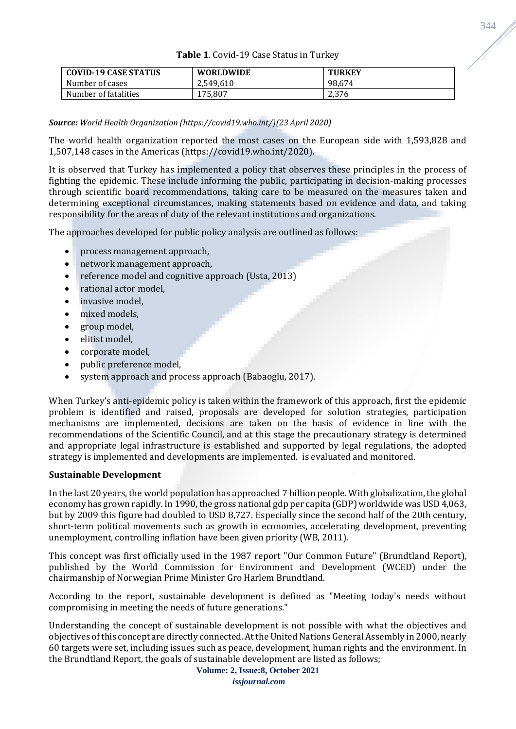**Table 1**. Covid-19 Case Status in Turkey

| COVID-19 CASE STATUS | WORLDWIDE | TURKEY |
|---|---|---|
| Number of cases | 2,549,610 | 98,674 |
| Number of fatalities | 175,807 | 2,376 |

***Source:*** *World Health Organization (https://covid19.who.int/)(23 April 2020)*

The world health organization reported the most cases on the European side with 1,593,828 and 1,507,148 cases in the Americas (https://covid19.who.int/2020).

It is observed that Turkey has implemented a policy that observes these principles in the process of fighting the epidemic. These include informing the public, participating in decision-making processes through scientific board recommendations, taking care to be measured on the measures taken and determining exceptional circumstances, making statements based on evidence and data, and taking responsibility for the areas of duty of the relevant institutions and organizations.

The approaches developed for public policy analysis are outlined as follows:

- process management approach,
- network management approach,
- reference model and cognitive approach (Usta, 2013)
- rational actor model,
- invasive model,
- mixed models,
- group model,
- elitist model,
- corporate model,
- public preference model,
- system approach and process approach (Babaoglu, 2017).

When Turkey's anti-epidemic policy is taken within the framework of this approach, first the epidemic problem is identified and raised, proposals are developed for solution strategies, participation mechanisms are implemented, decisions are taken on the basis of evidence in line with the recommendations of the Scientific Council, and at this stage the precautionary strategy is determined and appropriate legal infrastructure is established and supported by legal regulations, the adopted strategy is implemented and developments are implemented. is evaluated and monitored.

**Sustainable Development**

In the last 20 years, the world population has approached 7 billion people. With globalization, the global economy has grown rapidly. In 1990, the gross national gdp per capita (GDP) worldwide was USD 4,063, but by 2009 this figure had doubled to USD 8,727. Especially since the second half of the 20th century, short-term political movements such as growth in economies, accelerating development, preventing unemployment, controlling inflation have been given priority (WB, 2011).

This concept was first officially used in the 1987 report "Our Common Future" (Brundtland Report), published by the World Commission for Environment and Development (WCED) under the chairmanship of Norwegian Prime Minister Gro Harlem Brundtland.

According to the report, sustainable development is defined as "Meeting today's needs without compromising in meeting the needs of future generations."

Understanding the concept of sustainable development is not possible with what the objectives and objectives of this concept are directly connected. At the United Nations General Assembly in 2000, nearly 60 targets were set, including issues such as peace, development, human rights and the environment. In the Brundtland Report, the goals of sustainable development are listed as follows;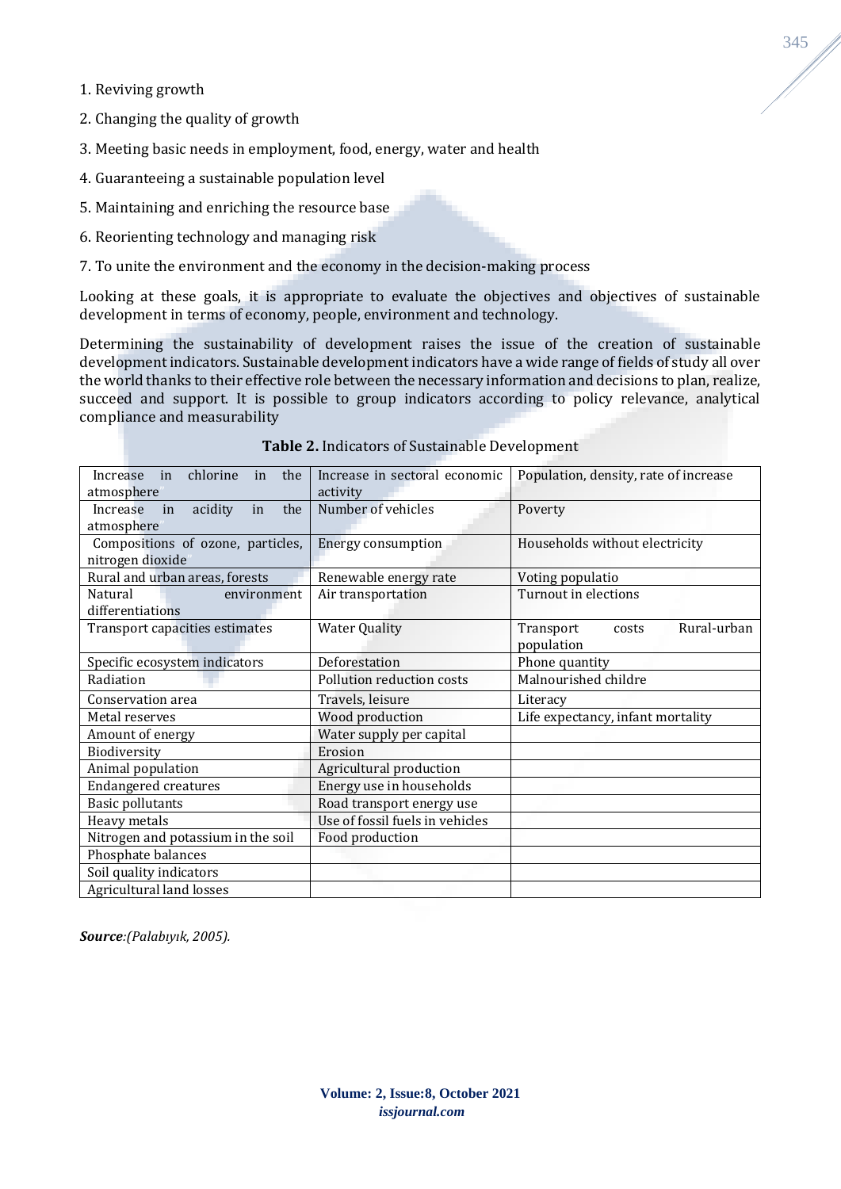1. Reviving growth
2. Changing the quality of growth
3. Meeting basic needs in employment, food, energy, water and health
4. Guaranteeing a sustainable population level
5. Maintaining and enriching the resource base
6. Reorienting technology and managing risk
7. To unite the environment and the economy in the decision-making process

Looking at these goals, it is appropriate to evaluate the objectives and objectives of sustainable development in terms of economy, people, environment and technology.

Determining the sustainability of development raises the issue of the creation of sustainable development indicators. Sustainable development indicators have a wide range of fields of study all over the world thanks to their effective role between the necessary information and decisions to plan, realize, succeed and support. It is possible to group indicators according to policy relevance, analytical compliance and measurability

**Table 2.** Indicators of Sustainable Development

| | | |
|---|---|---|
| Increase in chlorine in the atmosphere | Increase in sectoral economic activity | Population, density, rate of increase |
| Increase in acidity in the atmosphere | Number of vehicles | Poverty |
| Compositions of ozone, particles, nitrogen dioxide | Energy consumption | Households without electricity |
| Rural and urban areas, forests | Renewable energy rate | Voting populatio |
| Natural environment differentiations | Air transportation | Turnout in elections |
| Transport capacities estimates | Water Quality | Transport costs Rural-urban population |
| Specific ecosystem indicators | Deforestation | Phone quantity |
| Radiation | Pollution reduction costs | Malnourished childre |
| Conservation area | Travels, leisure | Literacy |
| Metal reserves | Wood production | Life expectancy, infant mortality |
| Amount of energy | Water supply per capital | |
| Biodiversity | Erosion | |
| Animal population | Agricultural production | |
| Endangered creatures | Energy use in households | |
| Basic pollutants | Road transport energy use | |
| Heavy metals | Use of fossil fuels in vehicles | |
| Nitrogen and potassium in the soil | Food production | |
| Phosphate balances | | |
| Soil quality indicators | | |
| Agricultural land losses | | |

***Source****:(Palabıyık, 2005).*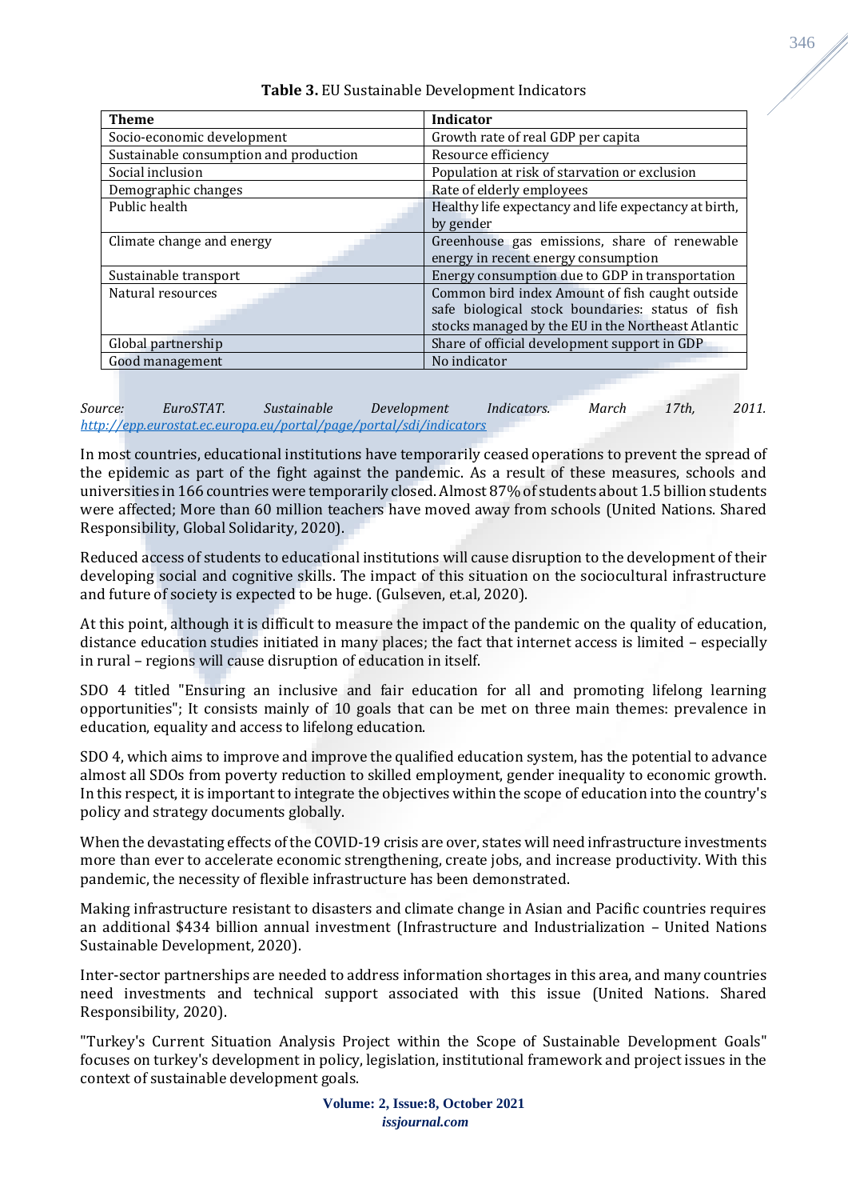**Table 3.** EU Sustainable Development Indicators

| Theme | Indicator |
|---|---|
| Socio-economic development | Growth rate of real GDP per capita |
| Sustainable consumption and production | Resource efficiency |
| Social inclusion | Population at risk of starvation or exclusion |
| Demographic changes | Rate of elderly employees |
| Public health | Healthy life expectancy and life expectancy at birth, by gender |
| Climate change and energy | Greenhouse gas emissions, share of renewable energy in recent energy consumption |
| Sustainable transport | Energy consumption due to GDP in transportation |
| Natural resources | Common bird index Amount of fish caught outside safe biological stock boundaries: status of fish stocks managed by the EU in the Northeast Atlantic |
| Global partnership | Share of official development support in GDP |
| Good management | No indicator |

*Source: EuroSTAT. Sustainable Development Indicators. March 17th, 2011.* *http://epp.eurostat.ec.europa.eu/portal/page/portal/sdi/indicators*

In most countries, educational institutions have temporarily ceased operations to prevent the spread of the epidemic as part of the fight against the pandemic. As a result of these measures, schools and universities in 166 countries were temporarily closed. Almost 87% of students about 1.5 billion students were affected; More than 60 million teachers have moved away from schools (United Nations. Shared Responsibility, Global Solidarity, 2020).

Reduced access of students to educational institutions will cause disruption to the development of their developing social and cognitive skills. The impact of this situation on the sociocultural infrastructure and future of society is expected to be huge. (Gulseven, et.al, 2020).

At this point, although it is difficult to measure the impact of the pandemic on the quality of education, distance education studies initiated in many places; the fact that internet access is limited – especially in rural – regions will cause disruption of education in itself.

SDO 4 titled "Ensuring an inclusive and fair education for all and promoting lifelong learning opportunities"; It consists mainly of 10 goals that can be met on three main themes: prevalence in education, equality and access to lifelong education.

SDO 4, which aims to improve and improve the qualified education system, has the potential to advance almost all SDOs from poverty reduction to skilled employment, gender inequality to economic growth. In this respect, it is important to integrate the objectives within the scope of education into the country's policy and strategy documents globally.

When the devastating effects of the COVID-19 crisis are over, states will need infrastructure investments more than ever to accelerate economic strengthening, create jobs, and increase productivity. With this pandemic, the necessity of flexible infrastructure has been demonstrated.

Making infrastructure resistant to disasters and climate change in Asian and Pacific countries requires an additional $434 billion annual investment (Infrastructure and Industrialization – United Nations Sustainable Development, 2020).

Inter-sector partnerships are needed to address information shortages in this area, and many countries need investments and technical support associated with this issue (United Nations. Shared Responsibility, 2020).

"Turkey's Current Situation Analysis Project within the Scope of Sustainable Development Goals" focuses on turkey's development in policy, legislation, institutional framework and project issues in the context of sustainable development goals.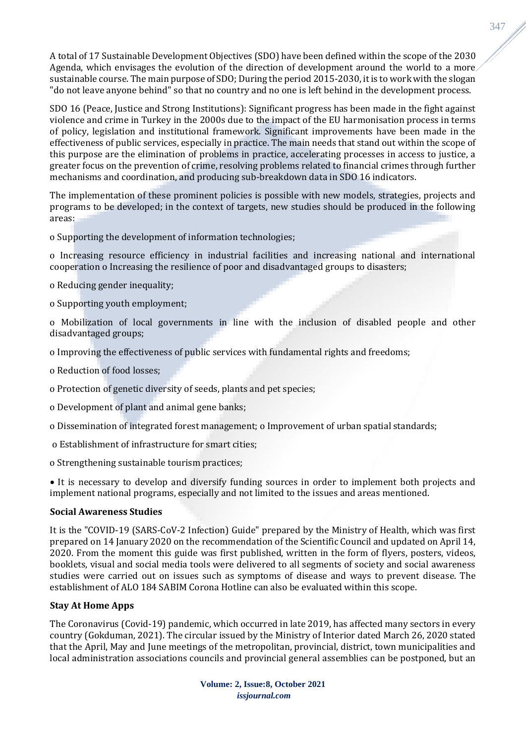A total of 17 Sustainable Development Objectives (SDO) have been defined within the scope of the 2030 Agenda, which envisages the evolution of the direction of development around the world to a more sustainable course. The main purpose of SDO; During the period 2015-2030, it is to work with the slogan "do not leave anyone behind" so that no country and no one is left behind in the development process.

SDO 16 (Peace, Justice and Strong Institutions): Significant progress has been made in the fight against violence and crime in Turkey in the 2000s due to the impact of the EU harmonisation process in terms of policy, legislation and institutional framework. Significant improvements have been made in the effectiveness of public services, especially in practice. The main needs that stand out within the scope of this purpose are the elimination of problems in practice, accelerating processes in access to justice, a greater focus on the prevention of crime, resolving problems related to financial crimes through further mechanisms and coordination, and producing sub-breakdown data in SDO 16 indicators.

The implementation of these prominent policies is possible with new models, strategies, projects and programs to be developed; in the context of targets, new studies should be produced in the following areas:

o Supporting the development of information technologies;

o Increasing resource efficiency in industrial facilities and increasing national and international cooperation o Increasing the resilience of poor and disadvantaged groups to disasters;

o Reducing gender inequality;

o Supporting youth employment;

o Mobilization of local governments in line with the inclusion of disabled people and other disadvantaged groups;

o Improving the effectiveness of public services with fundamental rights and freedoms;

o Reduction of food losses;

o Protection of genetic diversity of seeds, plants and pet species;

o Development of plant and animal gene banks;

o Dissemination of integrated forest management; o Improvement of urban spatial standards;

o Establishment of infrastructure for smart cities;

o Strengthening sustainable tourism practices;

• It is necessary to develop and diversify funding sources in order to implement both projects and implement national programs, especially and not limited to the issues and areas mentioned.

**Social Awareness Studies**

It is the "COVID-19 (SARS-CoV-2 Infection) Guide" prepared by the Ministry of Health, which was first prepared on 14 January 2020 on the recommendation of the Scientific Council and updated on April 14, 2020. From the moment this guide was first published, written in the form of flyers, posters, videos, booklets, visual and social media tools were delivered to all segments of society and social awareness studies were carried out on issues such as symptoms of disease and ways to prevent disease. The establishment of ALO 184 SABIM Corona Hotline can also be evaluated within this scope.

**Stay At Home Apps**

The Coronavirus (Covid-19) pandemic, which occurred in late 2019, has affected many sectors in every country (Gokduman, 2021). The circular issued by the Ministry of Interior dated March 26, 2020 stated that the April, May and June meetings of the metropolitan, provincial, district, town municipalities and local administration associations councils and provincial general assemblies can be postponed, but an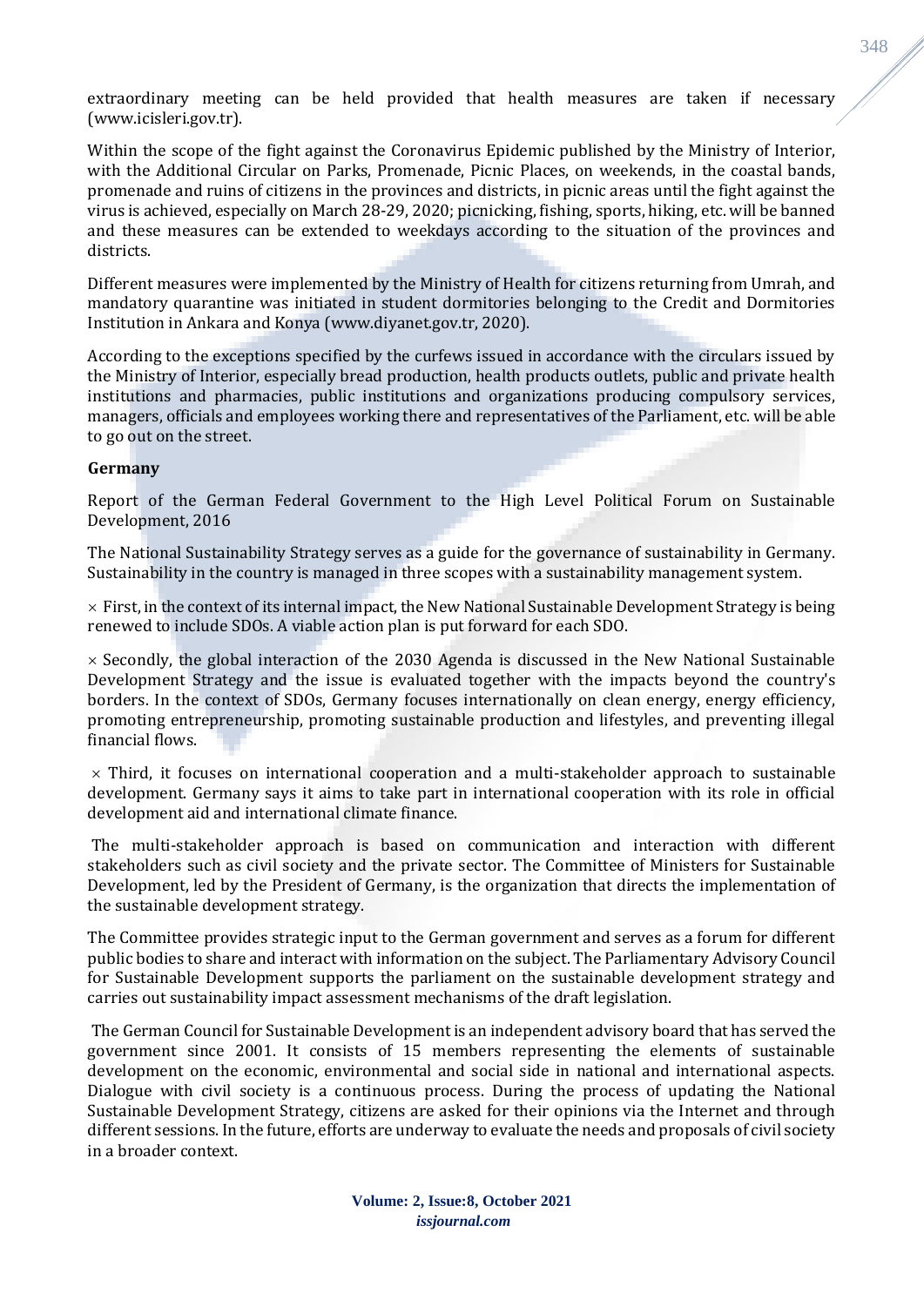extraordinary meeting can be held provided that health measures are taken if necessary (www.icisleri.gov.tr).

Within the scope of the fight against the Coronavirus Epidemic published by the Ministry of Interior, with the Additional Circular on Parks, Promenade, Picnic Places, on weekends, in the coastal bands, promenade and ruins of citizens in the provinces and districts, in picnic areas until the fight against the virus is achieved, especially on March 28-29, 2020; picnicking, fishing, sports, hiking, etc. will be banned and these measures can be extended to weekdays according to the situation of the provinces and districts.

Different measures were implemented by the Ministry of Health for citizens returning from Umrah, and mandatory quarantine was initiated in student dormitories belonging to the Credit and Dormitories Institution in Ankara and Konya (www.diyanet.gov.tr, 2020).

According to the exceptions specified by the curfews issued in accordance with the circulars issued by the Ministry of Interior, especially bread production, health products outlets, public and private health institutions and pharmacies, public institutions and organizations producing compulsory services, managers, officials and employees working there and representatives of the Parliament, etc. will be able to go out on the street.

**Germany**

Report of the German Federal Government to the High Level Political Forum on Sustainable Development, 2016

The National Sustainability Strategy serves as a guide for the governance of sustainability in Germany. Sustainability in the country is managed in three scopes with a sustainability management system.

× First, in the context of its internal impact, the New National Sustainable Development Strategy is being renewed to include SDOs. A viable action plan is put forward for each SDO.

× Secondly, the global interaction of the 2030 Agenda is discussed in the New National Sustainable Development Strategy and the issue is evaluated together with the impacts beyond the country's borders. In the context of SDOs, Germany focuses internationally on clean energy, energy efficiency, promoting entrepreneurship, promoting sustainable production and lifestyles, and preventing illegal financial flows.

× Third, it focuses on international cooperation and a multi-stakeholder approach to sustainable development. Germany says it aims to take part in international cooperation with its role in official development aid and international climate finance.

The multi-stakeholder approach is based on communication and interaction with different stakeholders such as civil society and the private sector. The Committee of Ministers for Sustainable Development, led by the President of Germany, is the organization that directs the implementation of the sustainable development strategy.

The Committee provides strategic input to the German government and serves as a forum for different public bodies to share and interact with information on the subject. The Parliamentary Advisory Council for Sustainable Development supports the parliament on the sustainable development strategy and carries out sustainability impact assessment mechanisms of the draft legislation.

The German Council for Sustainable Development is an independent advisory board that has served the government since 2001. It consists of 15 members representing the elements of sustainable development on the economic, environmental and social side in national and international aspects. Dialogue with civil society is a continuous process. During the process of updating the National Sustainable Development Strategy, citizens are asked for their opinions via the Internet and through different sessions. In the future, efforts are underway to evaluate the needs and proposals of civil society in a broader context.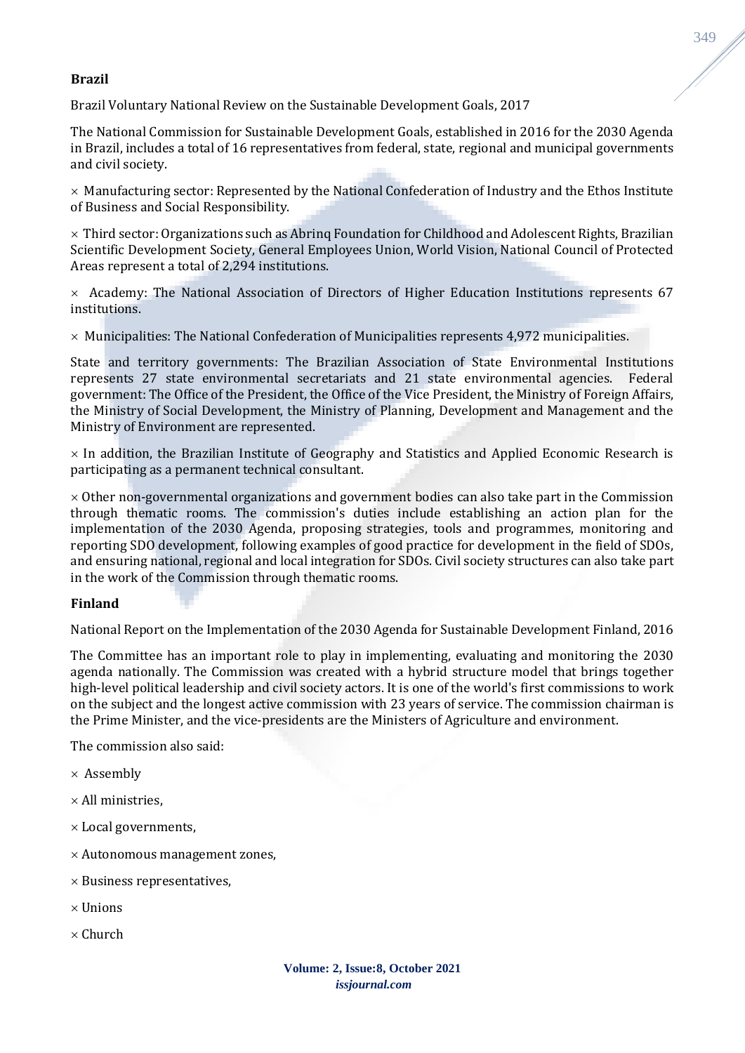**Brazil**

Brazil Voluntary National Review on the Sustainable Development Goals, 2017

The National Commission for Sustainable Development Goals, established in 2016 for the 2030 Agenda in Brazil, includes a total of 16 representatives from federal, state, regional and municipal governments and civil society.

× Manufacturing sector: Represented by the National Confederation of Industry and the Ethos Institute of Business and Social Responsibility.

× Third sector: Organizations such as Abrinq Foundation for Childhood and Adolescent Rights, Brazilian Scientific Development Society, General Employees Union, World Vision, National Council of Protected Areas represent a total of 2,294 institutions.

× Academy: The National Association of Directors of Higher Education Institutions represents 67 institutions.

× Municipalities: The National Confederation of Municipalities represents 4,972 municipalities.

State and territory governments: The Brazilian Association of State Environmental Institutions represents 27 state environmental secretariats and 21 state environmental agencies. Federal government: The Office of the President, the Office of the Vice President, the Ministry of Foreign Affairs, the Ministry of Social Development, the Ministry of Planning, Development and Management and the Ministry of Environment are represented.

× In addition, the Brazilian Institute of Geography and Statistics and Applied Economic Research is participating as a permanent technical consultant.

× Other non-governmental organizations and government bodies can also take part in the Commission through thematic rooms. The commission's duties include establishing an action plan for the implementation of the 2030 Agenda, proposing strategies, tools and programmes, monitoring and reporting SDO development, following examples of good practice for development in the field of SDOs, and ensuring national, regional and local integration for SDOs. Civil society structures can also take part in the work of the Commission through thematic rooms.

**Finland**

National Report on the Implementation of the 2030 Agenda for Sustainable Development Finland, 2016

The Committee has an important role to play in implementing, evaluating and monitoring the 2030 agenda nationally. The Commission was created with a hybrid structure model that brings together high-level political leadership and civil society actors. It is one of the world's first commissions to work on the subject and the longest active commission with 23 years of service. The commission chairman is the Prime Minister, and the vice-presidents are the Ministers of Agriculture and environment.

The commission also said:

× Assembly

× All ministries,

× Local governments,

× Autonomous management zones,

× Business representatives,

× Unions

× Church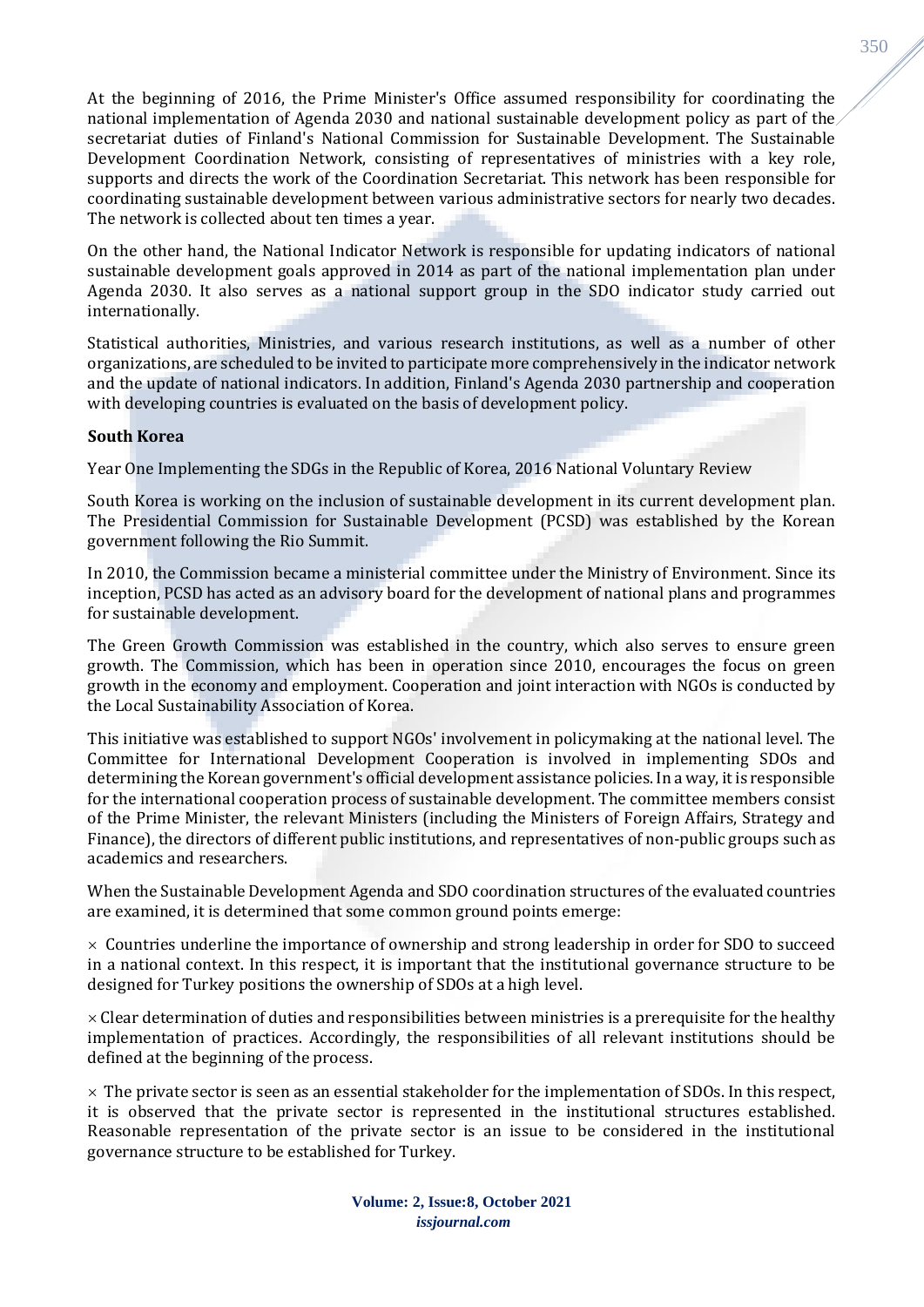At the beginning of 2016, the Prime Minister's Office assumed responsibility for coordinating the national implementation of Agenda 2030 and national sustainable development policy as part of the secretariat duties of Finland's National Commission for Sustainable Development. The Sustainable Development Coordination Network, consisting of representatives of ministries with a key role, supports and directs the work of the Coordination Secretariat. This network has been responsible for coordinating sustainable development between various administrative sectors for nearly two decades. The network is collected about ten times a year.

On the other hand, the National Indicator Network is responsible for updating indicators of national sustainable development goals approved in 2014 as part of the national implementation plan under Agenda 2030. It also serves as a national support group in the SDO indicator study carried out internationally.

Statistical authorities, Ministries, and various research institutions, as well as a number of other organizations, are scheduled to be invited to participate more comprehensively in the indicator network and the update of national indicators. In addition, Finland's Agenda 2030 partnership and cooperation with developing countries is evaluated on the basis of development policy.

**South Korea**

Year One Implementing the SDGs in the Republic of Korea, 2016 National Voluntary Review

South Korea is working on the inclusion of sustainable development in its current development plan. The Presidential Commission for Sustainable Development (PCSD) was established by the Korean government following the Rio Summit.

In 2010, the Commission became a ministerial committee under the Ministry of Environment. Since its inception, PCSD has acted as an advisory board for the development of national plans and programmes for sustainable development.

The Green Growth Commission was established in the country, which also serves to ensure green growth. The Commission, which has been in operation since 2010, encourages the focus on green growth in the economy and employment. Cooperation and joint interaction with NGOs is conducted by the Local Sustainability Association of Korea.

This initiative was established to support NGOs' involvement in policymaking at the national level. The Committee for International Development Cooperation is involved in implementing SDOs and determining the Korean government's official development assistance policies. In a way, it is responsible for the international cooperation process of sustainable development. The committee members consist of the Prime Minister, the relevant Ministers (including the Ministers of Foreign Affairs, Strategy and Finance), the directors of different public institutions, and representatives of non-public groups such as academics and researchers.

When the Sustainable Development Agenda and SDO coordination structures of the evaluated countries are examined, it is determined that some common ground points emerge:

× Countries underline the importance of ownership and strong leadership in order for SDO to succeed in a national context. In this respect, it is important that the institutional governance structure to be designed for Turkey positions the ownership of SDOs at a high level.

× Clear determination of duties and responsibilities between ministries is a prerequisite for the healthy implementation of practices. Accordingly, the responsibilities of all relevant institutions should be defined at the beginning of the process.

× The private sector is seen as an essential stakeholder for the implementation of SDOs. In this respect, it is observed that the private sector is represented in the institutional structures established. Reasonable representation of the private sector is an issue to be considered in the institutional governance structure to be established for Turkey.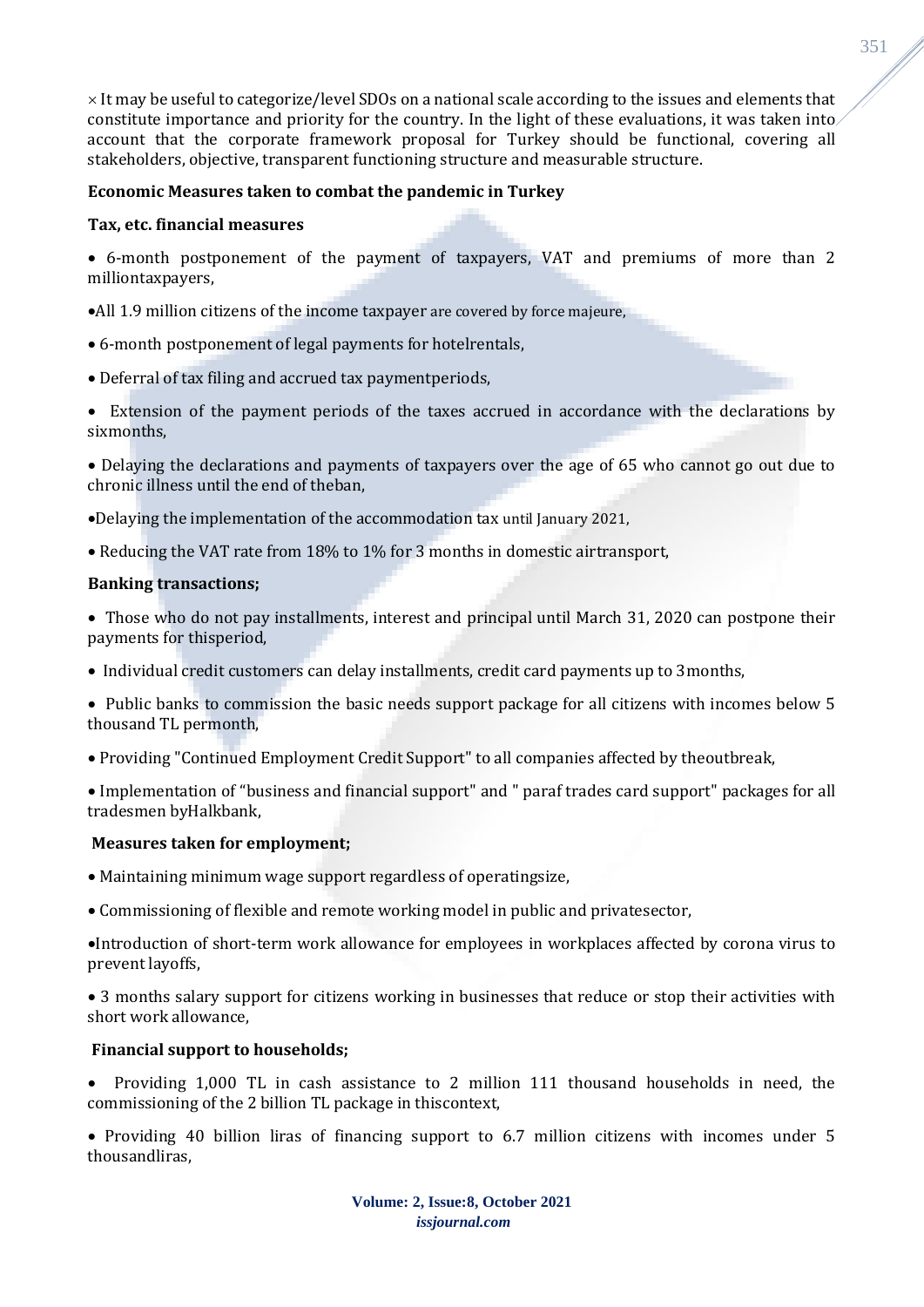× It may be useful to categorize/level SDOs on a national scale according to the issues and elements that constitute importance and priority for the country. In the light of these evaluations, it was taken into account that the corporate framework proposal for Turkey should be functional, covering all stakeholders, objective, transparent functioning structure and measurable structure.

**Economic Measures taken to combat the pandemic in Turkey**

**Tax, etc. financial measures**

- 6-month postponement of the payment of taxpayers, VAT and premiums of more than 2 milliontaxpayers,
- All 1.9 million citizens of the income taxpayer are covered by force majeure,
- 6-month postponement of legal payments for hotelrentals,
- Deferral of tax filing and accrued tax paymentperiods,
- Extension of the payment periods of the taxes accrued in accordance with the declarations by sixmonths,
- Delaying the declarations and payments of taxpayers over the age of 65 who cannot go out due to chronic illness until the end of theban,
- Delaying the implementation of the accommodation tax until January 2021,
- Reducing the VAT rate from 18% to 1% for 3 months in domestic airtransport,

**Banking transactions;**

- Those who do not pay installments, interest and principal until March 31, 2020 can postpone their payments for thisperiod,
- Individual credit customers can delay installments, credit card payments up to 3months,
- Public banks to commission the basic needs support package for all citizens with incomes below 5 thousand TL permonth,
- Providing "Continued Employment Credit Support" to all companies affected by theoutbreak,
- Implementation of "business and financial support" and " paraf trades card support" packages for all tradesmen byHalkbank,

**Measures taken for employment;**

- Maintaining minimum wage support regardless of operatingsize,
- Commissioning of flexible and remote working model in public and privatesector,
- Introduction of short-term work allowance for employees in workplaces affected by corona virus to prevent layoffs,
- 3 months salary support for citizens working in businesses that reduce or stop their activities with short work allowance,

**Financial support to households;**

- Providing 1,000 TL in cash assistance to 2 million 111 thousand households in need, the commissioning of the 2 billion TL package in thiscontext,
- Providing 40 billion liras of financing support to 6.7 million citizens with incomes under 5 thousandliras,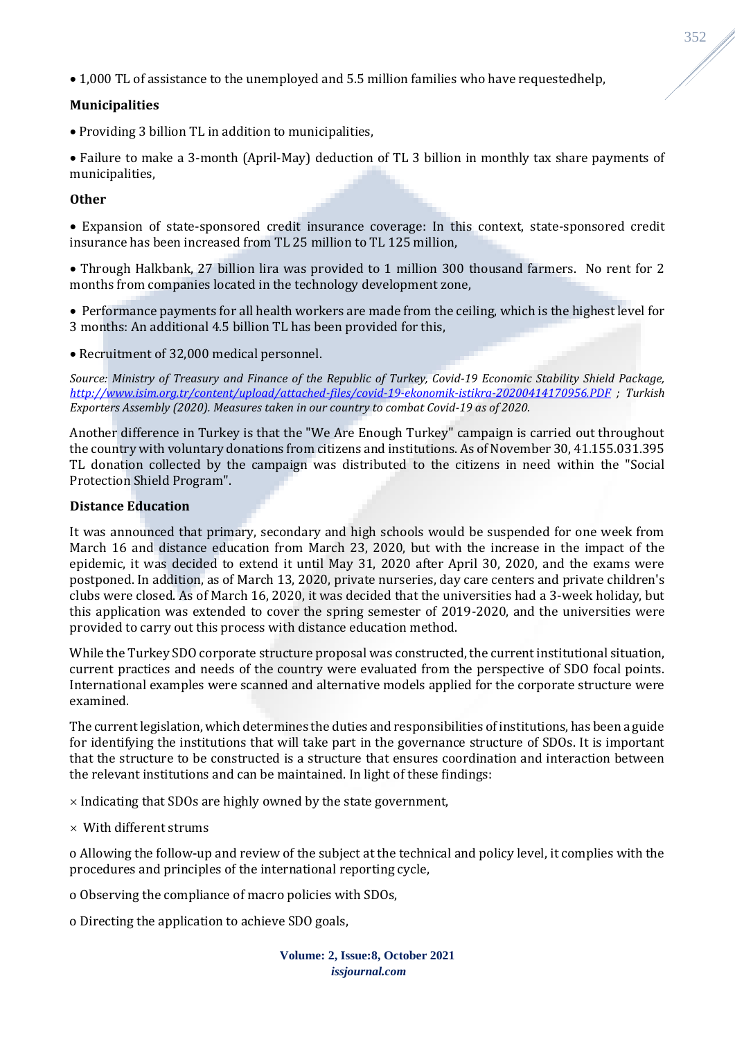- 1,000 TL of assistance to the unemployed and 5.5 million families who have requestedhelp,

**Municipalities**

- Providing 3 billion TL in addition to municipalities,
- Failure to make a 3-month (April-May) deduction of TL 3 billion in monthly tax share payments of municipalities,

**Other**

- Expansion of state-sponsored credit insurance coverage: In this context, state-sponsored credit insurance has been increased from TL 25 million to TL 125 million,
- Through Halkbank, 27 billion lira was provided to 1 million 300 thousand farmers. No rent for 2 months from companies located in the technology development zone,
- Performance payments for all health workers are made from the ceiling, which is the highest level for 3 months: An additional 4.5 billion TL has been provided for this,
- Recruitment of 32,000 medical personnel.

*Source: Ministry of Treasury and Finance of the Republic of Turkey, Covid-19 Economic Stability Shield Package, http://www.isim.org.tr/content/upload/attached-files/covid-19-ekonomik-istikra-20200414170956.PDF ; Turkish Exporters Assembly (2020). Measures taken in our country to combat Covid-19 as of 2020.*

Another difference in Turkey is that the "We Are Enough Turkey" campaign is carried out throughout the country with voluntary donations from citizens and institutions. As of November 30, 41.155.031.395 TL donation collected by the campaign was distributed to the citizens in need within the "Social Protection Shield Program".

**Distance Education**

It was announced that primary, secondary and high schools would be suspended for one week from March 16 and distance education from March 23, 2020, but with the increase in the impact of the epidemic, it was decided to extend it until May 31, 2020 after April 30, 2020, and the exams were postponed. In addition, as of March 13, 2020, private nurseries, day care centers and private children's clubs were closed. As of March 16, 2020, it was decided that the universities had a 3-week holiday, but this application was extended to cover the spring semester of 2019-2020, and the universities were provided to carry out this process with distance education method.

While the Turkey SDO corporate structure proposal was constructed, the current institutional situation, current practices and needs of the country were evaluated from the perspective of SDO focal points. International examples were scanned and alternative models applied for the corporate structure were examined.

The current legislation, which determines the duties and responsibilities of institutions, has been a guide for identifying the institutions that will take part in the governance structure of SDOs. It is important that the structure to be constructed is a structure that ensures coordination and interaction between the relevant institutions and can be maintained. In light of these findings:

× Indicating that SDOs are highly owned by the state government,

× With different strums

o Allowing the follow-up and review of the subject at the technical and policy level, it complies with the procedures and principles of the international reporting cycle,

o Observing the compliance of macro policies with SDOs,

o Directing the application to achieve SDO goals,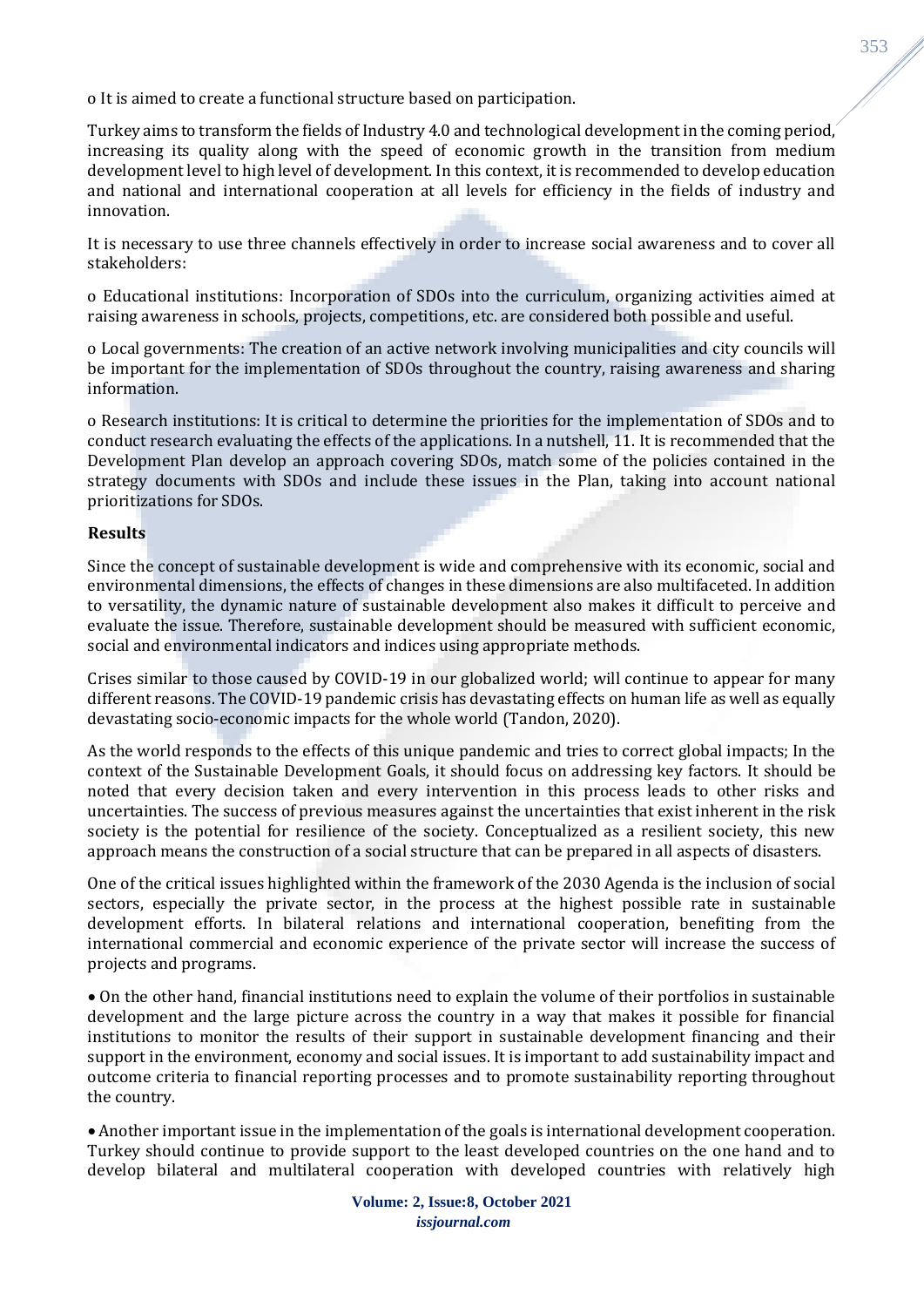o It is aimed to create a functional structure based on participation.

Turkey aims to transform the fields of Industry 4.0 and technological development in the coming period, increasing its quality along with the speed of economic growth in the transition from medium development level to high level of development. In this context, it is recommended to develop education and national and international cooperation at all levels for efficiency in the fields of industry and innovation.

It is necessary to use three channels effectively in order to increase social awareness and to cover all stakeholders:

o Educational institutions: Incorporation of SDOs into the curriculum, organizing activities aimed at raising awareness in schools, projects, competitions, etc. are considered both possible and useful.

o Local governments: The creation of an active network involving municipalities and city councils will be important for the implementation of SDOs throughout the country, raising awareness and sharing information.

o Research institutions: It is critical to determine the priorities for the implementation of SDOs and to conduct research evaluating the effects of the applications. In a nutshell, 11. It is recommended that the Development Plan develop an approach covering SDOs, match some of the policies contained in the strategy documents with SDOs and include these issues in the Plan, taking into account national prioritizations for SDOs.

**Results**

Since the concept of sustainable development is wide and comprehensive with its economic, social and environmental dimensions, the effects of changes in these dimensions are also multifaceted. In addition to versatility, the dynamic nature of sustainable development also makes it difficult to perceive and evaluate the issue. Therefore, sustainable development should be measured with sufficient economic, social and environmental indicators and indices using appropriate methods.

Crises similar to those caused by COVID-19 in our globalized world; will continue to appear for many different reasons. The COVID-19 pandemic crisis has devastating effects on human life as well as equally devastating socio-economic impacts for the whole world (Tandon, 2020).

As the world responds to the effects of this unique pandemic and tries to correct global impacts; In the context of the Sustainable Development Goals, it should focus on addressing key factors. It should be noted that every decision taken and every intervention in this process leads to other risks and uncertainties. The success of previous measures against the uncertainties that exist inherent in the risk society is the potential for resilience of the society. Conceptualized as a resilient society, this new approach means the construction of a social structure that can be prepared in all aspects of disasters.

One of the critical issues highlighted within the framework of the 2030 Agenda is the inclusion of social sectors, especially the private sector, in the process at the highest possible rate in sustainable development efforts. In bilateral relations and international cooperation, benefiting from the international commercial and economic experience of the private sector will increase the success of projects and programs.

- On the other hand, financial institutions need to explain the volume of their portfolios in sustainable development and the large picture across the country in a way that makes it possible for financial institutions to monitor the results of their support in sustainable development financing and their support in the environment, economy and social issues. It is important to add sustainability impact and outcome criteria to financial reporting processes and to promote sustainability reporting throughout the country.

- Another important issue in the implementation of the goals is international development cooperation. Turkey should continue to provide support to the least developed countries on the one hand and to develop bilateral and multilateral cooperation with developed countries with relatively high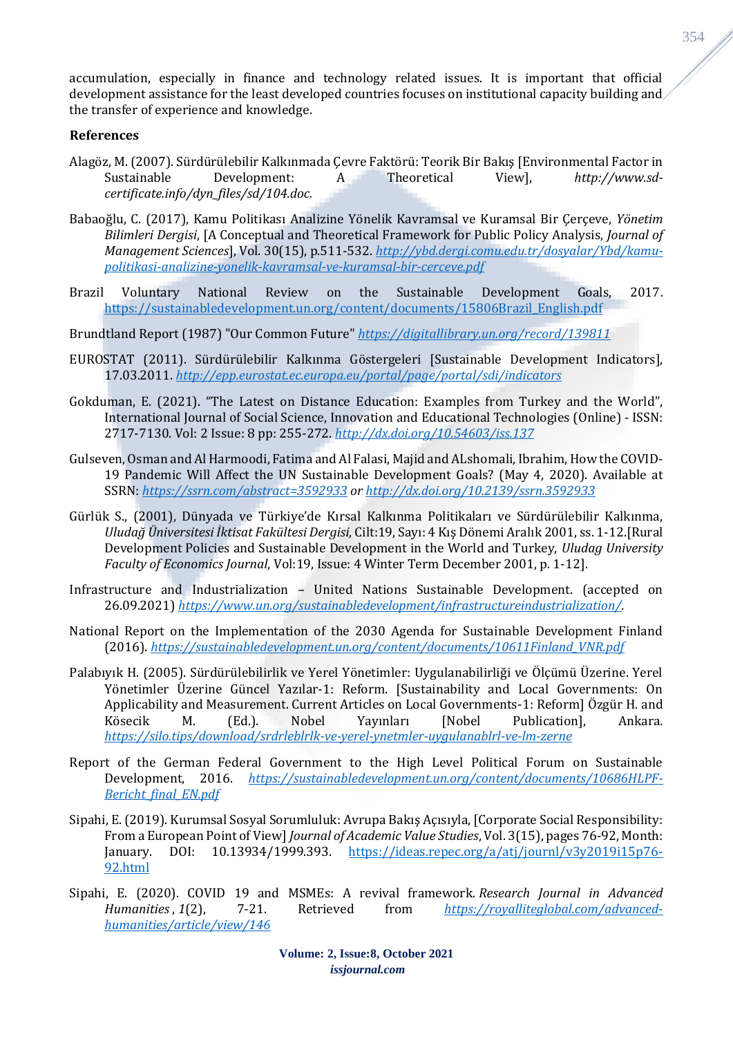accumulation, especially in finance and technology related issues. It is important that official development assistance for the least developed countries focuses on institutional capacity building and the transfer of experience and knowledge.

**References**

Alagöz, M. (2007). Sürdürülebilir Kalkınmada Çevre Faktörü: Teorik Bir Bakış [Environmental Factor in Sustainable Development: A Theoretical View], *http://www.sd-certificate.info/dyn_files/sd/104.doc.*

Babaoğlu, C. (2017), Kamu Politikası Analizine Yönelik Kavramsal ve Kuramsal Bir Çerçeve, *Yönetim Bilimleri Dergisi*, [A Conceptual and Theoretical Framework for Public Policy Analysis, *Journal of Management Sciences*], Vol. 30(15), p.511-532. *http://ybd.dergi.comu.edu.tr/dosyalar/Ybd/kamu-politikasi-analizine-yonelik-kavramsal-ve-kuramsal-bir-cerceve.pdf*

Brazil Voluntary National Review on the Sustainable Development Goals, 2017. https://sustainabledevelopment.un.org/content/documents/15806Brazil_English.pdf

Brundtland Report (1987) "Our Common Future" *https://digitallibrary.un.org/record/139811*

EUROSTAT (2011). Sürdürülebilir Kalkınma Göstergeleri [Sustainable Development Indicators], 17.03.2011. *http://epp.eurostat.ec.europa.eu/portal/page/portal/sdi/indicators*

Gokduman, E. (2021). "The Latest on Distance Education: Examples from Turkey and the World", International Journal of Social Science, Innovation and Educational Technologies (Online) - ISSN: 2717-7130. Vol: 2 Issue: 8 pp: 255-272. *http://dx.doi.org/10.54603/iss.137*

Gulseven, Osman and Al Harmoodi, Fatima and Al Falasi, Majid and ALshomali, Ibrahim, How the COVID-19 Pandemic Will Affect the UN Sustainable Development Goals? (May 4, 2020). Available at SSRN: *https://ssrn.com/abstract=3592933 or http://dx.doi.org/10.2139/ssrn.3592933*

Gürlük S., (2001), Dünyada ve Türkiye'de Kırsal Kalkınma Politikaları ve Sürdürülebilir Kalkınma, *Uludağ Üniversitesi İktisat Fakültesi Dergisi,* Cilt:19, Sayı: 4 Kış Dönemi Aralık 2001, ss. 1-12.[Rural Development Policies and Sustainable Development in the World and Turkey, *Uludag University Faculty of Economics Journal*, Vol:19, Issue: 4 Winter Term December 2001, p. 1-12].

Infrastructure and Industrialization – United Nations Sustainable Development. (accepted on 26.09.2021) *https://www.un.org/sustainabledevelopment/infrastructureindustrialization/.*

National Report on the Implementation of the 2030 Agenda for Sustainable Development Finland (2016). *https://sustainabledevelopment.un.org/content/documents/10611Finland_VNR.pdf*

Palabıyık H. (2005). Sürdürülebilirlik ve Yerel Yönetimler: Uygulanabilirliği ve Ölçümü Üzerine. Yerel Yönetimler Üzerine Güncel Yazılar-1: Reform. [Sustainability and Local Governments: On Applicability and Measurement. Current Articles on Local Governments-1: Reform] Özgür H. and Kösecik M. (Ed.). Nobel Yayınları [Nobel Publication], Ankara. *https://silo.tips/download/srdrleblrlk-ve-yerel-ynetmler-uygulanablrl-ve-lm-zerne*

Report of the German Federal Government to the High Level Political Forum on Sustainable Development, 2016. *https://sustainabledevelopment.un.org/content/documents/10686HLPF-Bericht_final_EN.pdf*

Sipahi, E. (2019). Kurumsal Sosyal Sorumluluk: Avrupa Bakış Açısıyla, [Corporate Social Responsibility: From a European Point of View] *Journal of Academic Value Studies*, Vol. 3(15), pages 76-92, Month: January. DOI: 10.13934/1999.393. https://ideas.repec.org/a/atj/journl/v3y2019i15p76-92.html

Sipahi, E. (2020). COVID 19 and MSMEs: A revival framework. *Research Journal in Advanced Humanities*, *1*(2), 7-21. Retrieved from *https://royalliteglobal.com/advanced-humanities/article/view/146*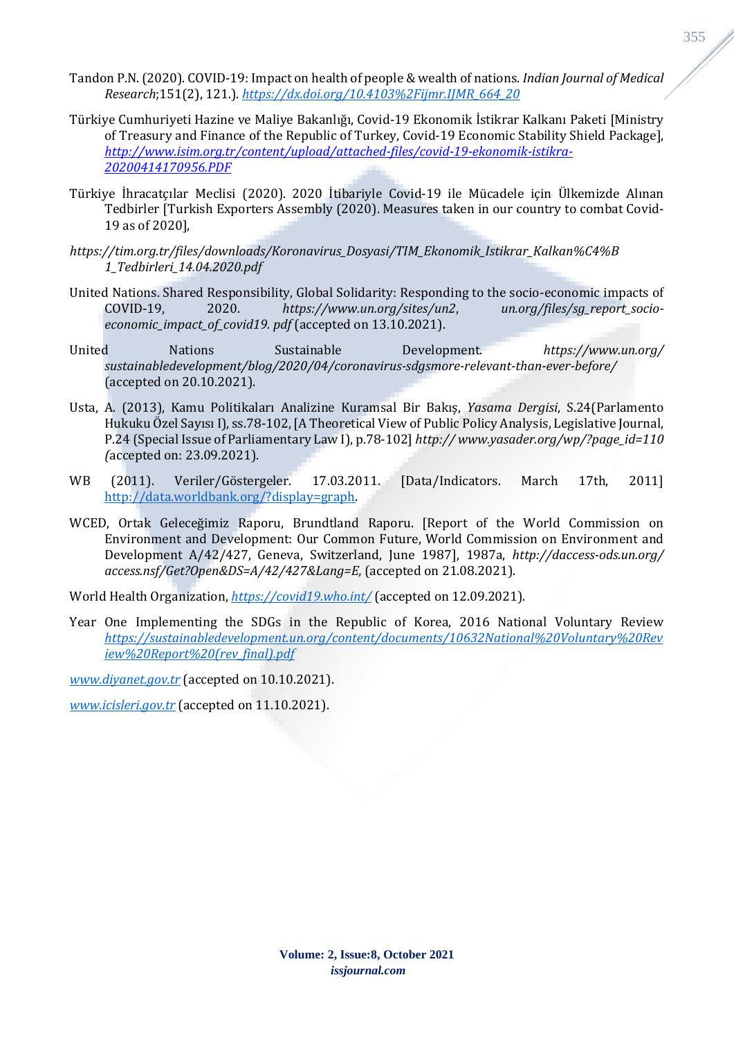Tandon P.N. (2020). COVID-19: Impact on health of people & wealth of nations. *Indian Journal of Medical Research*;151(2), 121.). *https://dx.doi.org/10.4103%2Fijmr.IJMR_664_20*

Türkiye Cumhuriyeti Hazine ve Maliye Bakanlığı, Covid-19 Ekonomik İstikrar Kalkanı Paketi [Ministry of Treasury and Finance of the Republic of Turkey, Covid-19 Economic Stability Shield Package], *http://www.isim.org.tr/content/upload/attached-files/covid-19-ekonomik-istikra-20200414170956.PDF*

Türkiye İhracatçılar Meclisi (2020). 2020 İtibariyle Covid-19 ile Mücadele için Ülkemizde Alınan Tedbirler [Turkish Exporters Assembly (2020). Measures taken in our country to combat Covid-19 as of 2020],

*https://tim.org.tr/files/downloads/Koronavirus_Dosyasi/TIM_Ekonomik_Istikrar_Kalkan%C4%B1_Tedbirleri_14.04.2020.pdf*

United Nations. Shared Responsibility, Global Solidarity: Responding to the socio-economic impacts of COVID-19, 2020. *https://www.un.org/sites/un2, un.org/files/sg_report_socio-economic_impact_of_covid19. pdf* (accepted on 13.10.2021).

United Nations Sustainable Development. *https://www.un.org/ sustainabledevelopment/blog/2020/04/coronavirus-sdgsmore-relevant-than-ever-before/* (accepted on 20.10.2021).

Usta, A. (2013), Kamu Politikaları Analizine Kuramsal Bir Bakış, *Yasama Dergisi*, S.24(Parlamento Hukuku Özel Sayısı I), ss.78-102, [A Theoretical View of Public Policy Analysis, Legislative Journal, P.24 (Special Issue of Parliamentary Law I), p.78-102] *http:// www.yasader.org/wp/?page_id=110 (*accepted on: 23.09.2021).

WB (2011). Veriler/Göstergeler. 17.03.2011. [Data/Indicators. March 17th, 2011] http://data.worldbank.org/?display=graph.

WCED, Ortak Geleceğimiz Raporu, Brundtland Raporu. [Report of the World Commission on Environment and Development: Our Common Future, World Commission on Environment and Development A/42/427, Geneva, Switzerland, June 1987], 1987a, *http://daccess-ods.un.org/ access.nsf/Get?Open&DS=A/42/427&Lang=E,* (accepted on 21.08.2021).

World Health Organization, *https://covid19.who.int/* (accepted on 12.09.2021).

Year One Implementing the SDGs in the Republic of Korea, 2016 National Voluntary Review *https://sustainabledevelopment.un.org/content/documents/10632National%20Voluntary%20Review%20Report%20(rev_final).pdf*

*www.diyanet.gov.tr* (accepted on 10.10.2021).

*www.icisleri.gov.tr* (accepted on 11.10.2021).